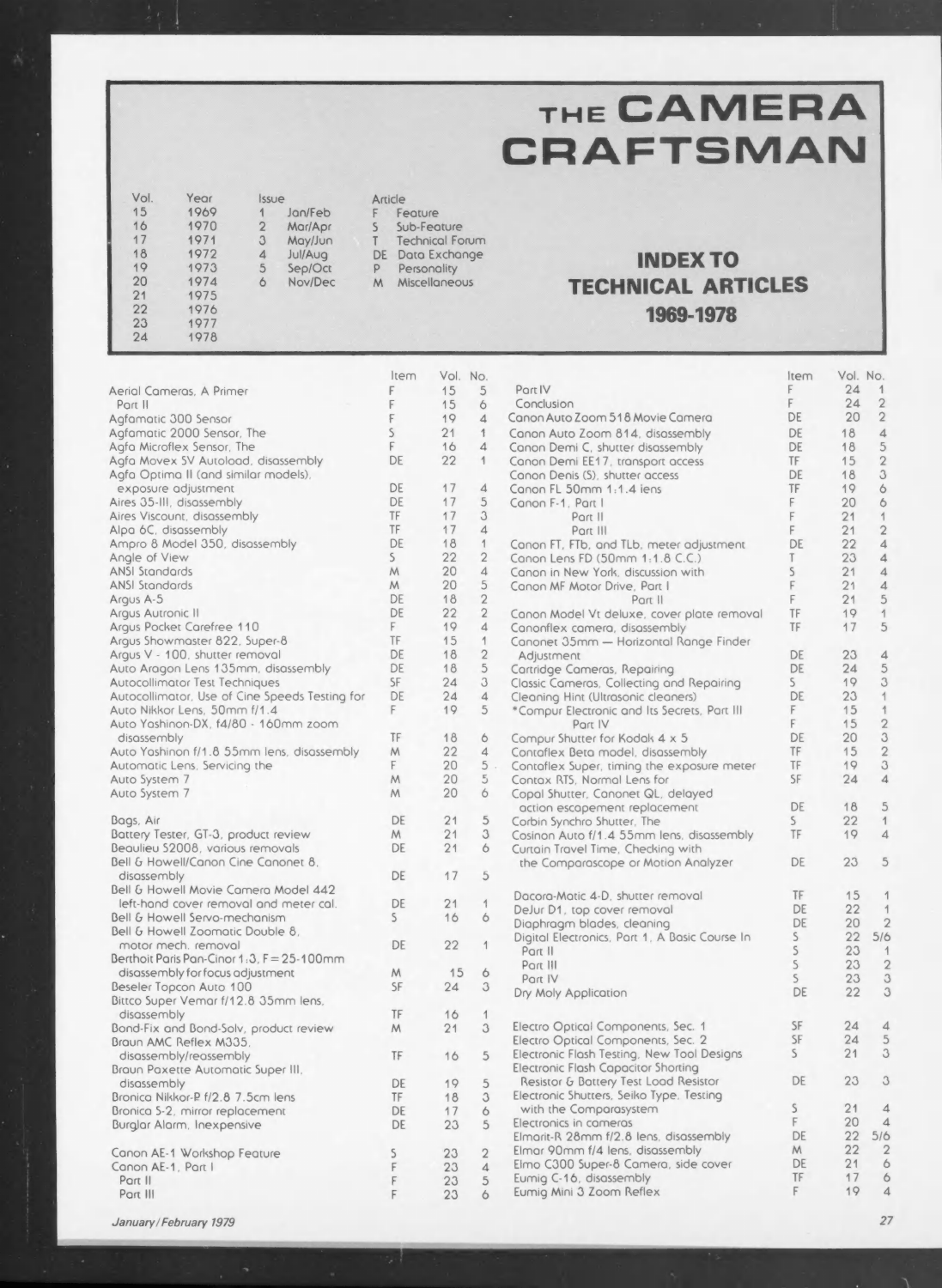# THE CAMERA CRAFTSMAN

## INDEX TO TECHNICAL ARTICLES 1969-1978

| Vol. | Year |
|---|---|
| 15 | 1969 |
| 16 | 1970 |
| 17 | 1971 |
| 18 | 1972 |
| 19 | 1973 |
| 20 | 1974 |
| 21 | 1975 |
| 22 | 1976 |
| 23 | 1977 |
| 24 | 1978 |

| Issue | |
|---|---|
| 1 | Jan/Feb |
| 2 | Mar/Apr |
| 3 | May/Jun |
| 4 | Jul/Aug |
| 5 | Sep/Oct |
| 6 | Nov/Dec |

| Article | |
|---|---|
| F | Feature |
| S | Sub-Feature |
| T | Technical Forum |
| DE | Data Exchange |
| P | Personality |
| M | Miscellaneous |

| | Item | Vol. | No. |
|---|---|---|---|
| Aerial Cameras, A Primer | F | 15 | 5 |
| Part II | F | 15 | 6 |
| Agfamatic 300 Sensor | F | 19 | 4 |
| Agfamatic 2000 Sensor, The | S | 21 | 1 |
| Agfa Microflex Sensor, The | F | 16 | 4 |
| Agfa Movex 5V Autoload, disassembly | DE | 22 | 1 |
| Agfa Optima II (and similar models), exposure adjustment | DE | 17 | 4 |
| Aires 35-III, disassembly | DE | 17 | 5 |
| Aires Viscount, disassembly | TF | 17 | 3 |
| Alpa 6C, disassembly | TF | 17 | 4 |
| Ampro 8 Model 350, disassembly | DE | 18 | 1 |
| Angle of View | S | 22 | 2 |
| ANSI Standards | M | 20 | 4 |
| ANSI Standards | M | 20 | 5 |
| Argus A-5 | DE | 18 | 2 |
| Argus Autronic II | DE | 22 | 2 |
| Argus Pocket Carefree 110 | F | 19 | 4 |
| Argus Showmaster 822, Super-8 | TF | 15 | 1 |
| Argus V - 100, shutter removal | DE | 18 | 2 |
| Auto Aragon Lens 135mm, disassembly | DE | 18 | 5 |
| Autocollimator Test Techniques | SF | 24 | 3 |
| Autocollimator, Use of Cine Speeds Testing for | DE | 24 | 4 |
| Auto Nikkor Lens, 50mm f/1.4 | F | 19 | 5 |
| Auto Yashinon-DX, f4/80 - 160mm zoom disassembly | TF | 18 | 6 |
| Auto Yashinon f/1.8 55mm lens, disassembly | M | 22 | 4 |
| Automatic Lens, Servicing the | F | 20 | 5 |
| Auto System 7 | M | 20 | 5 |
| Auto System 7 | M | 20 | 6 |
| Bags, Air | DE | 21 | 5 |
| Battery Tester, GT-3, product review | M | 21 | 3 |
| Beaulieu S2008, various removals | DE | 21 | 6 |
| Bell & Howell/Canon Cine Canonet 8, disassembly | DE | 17 | 5 |
| Bell & Howell Movie Camera Model 442 left-hand cover removal and meter cal. | DE | 21 | 1 |
| Bell & Howell Servo-mechanism | S | 16 | 6 |
| Bell & Howell Zoomatic Double 8, motor mech. removal | DE | 22 | 1 |
| Berthoit Paris Pan-Cinor 1:3, F=25-100mm disassembly for focus adjustment | M | 15 | 6 |
| Beseler Topcon Auto 100 | SF | 24 | 3 |
| Bittco Super Vemar f/12.8 35mm lens, disassembly | TF | 16 | 1 |
| Bond-Fix and Bond-Solv, product review | M | 21 | 3 |
| Braun AMC Reflex M335, disassembly/reassembly | TF | 16 | 5 |
| Braun Paxette Automatic Super III, disassembly | DE | 19 | 5 |
| Bronica Nikkor-P f/2.8 7.5cm lens | TF | 18 | 3 |
| Bronica S-2, mirror replacement | DE | 17 | 6 |
| Burglar Alarm, Inexpensive | DE | 23 | 5 |
| Canon AE-1 Workshop Feature | S | 23 | 2 |
| Canon AE-1, Part I | F | 23 | 4 |
| Part II | F | 23 | 5 |
| Part III | F | 23 | 6 |
| Part IV | F | 24 | 1 |
| Conclusion | F | 24 | 2 |
| Canon Auto Zoom 518 Movie Camera | DE | 20 | 2 |
| Canon Auto Zoom 814, disassembly | DE | 18 | 4 |
| Canon Demi C, shutter disassembly | DE | 18 | 5 |
| Canon Demi EE17, transport access | TF | 15 | 2 |
| Canon Denis (S), shutter access | DE | 18 | 3 |
| Canon FL 50mm 1:1.4 lens | TF | 19 | 6 |
| Canon F-1, Part I | F | 20 | 6 |
| Part II | F | 21 | 1 |
| Part III | F | 21 | 2 |
| Canon FT, FTb, and TLb, meter adjustment | DE | 22 | 4 |
| Canon Lens FD (50mm 1:1.8 C.C.) | T | 23 | 4 |
| Canon in New York, discussion with | S | 21 | 4 |
| Canon MF Motor Drive, Part I | F | 21 | 4 |
| Part II | F | 21 | 5 |
| Canon Model Vt deluxe, cover plate removal | TF | 19 | 1 |
| Canonflex camera, disassembly | TF | 17 | 5 |
| Canonet 35mm — Horizontal Range Finder Adjustment | DE | 23 | 4 |
| Cartridge Cameras, Repairing | DE | 24 | 5 |
| Classic Cameras, Collecting and Repairing | S | 19 | 3 |
| Cleaning Hint (Ultrasonic cleaners) | DE | 23 | 1 |
| *Compur Electronic and Its Secrets, Part III | F | 15 | 1 |
| Part IV | F | 15 | 2 |
| Compur Shutter for Kodak 4 x 5 | DE | 20 | 3 |
| Contaflex Beta model, disassembly | TF | 15 | 2 |
| Contaflex Super, timing the exposure meter | TF | 19 | 3 |
| Contax RTS, Normal Lens for | SF | 24 | 4 |
| Copal Shutter, Canonet QL, delayed action escapement replacement | DE | 18 | 5 |
| Corbin Synchro Shutter, The | S | 22 | 1 |
| Cosinon Auto f/1.4 55mm lens, disassembly | TF | 19 | 4 |
| Curtain Travel Time, Checking with the Comparascope or Motion Analyzer | DE | 23 | 5 |
| Dacora-Matic 4-D, shutter removal | TF | 15 | 1 |
| DeJur D1, top cover removal | DE | 22 | 1 |
| Diaphragm blades, cleaning | DE | 20 | 2 |
| Digital Electronics, Part 1, A Basic Course In | S | 22 | 5/6 |
| Part II | S | 23 | 1 |
| Part III | S | 23 | 2 |
| Part IV | S | 23 | 3 |
| Dry Moly Application | DE | 22 | 3 |
| Electro Optical Components, Sec. 1 | SF | 24 | 4 |
| Electro Optical Components, Sec. 2 | SF | 24 | 5 |
| Electronic Flash Testing, New Tool Designs | S | 21 | 3 |
| Electronic Flash Capacitor Shorting Resistor & Battery Test Load Resistor | DE | 23 | 3 |
| Electronic Shutters, Seiko Type, Testing with the Comparasystem | S | 21 | 4 |
| Electronics in cameras | F | 20 | 4 |
| Elmarit-R 28mm f/2.8 lens, disassembly | DE | 22 | 5/6 |
| Elmar 90mm f/4 lens, disassembly | M | 22 | 2 |
| Elmo C300 Super-8 Camera, side cover | DE | 21 | 6 |
| Eumig C-16, disassembly | TF | 17 | 6 |
| Eumig Mini 3 Zoom Reflex | F | 19 | 4 |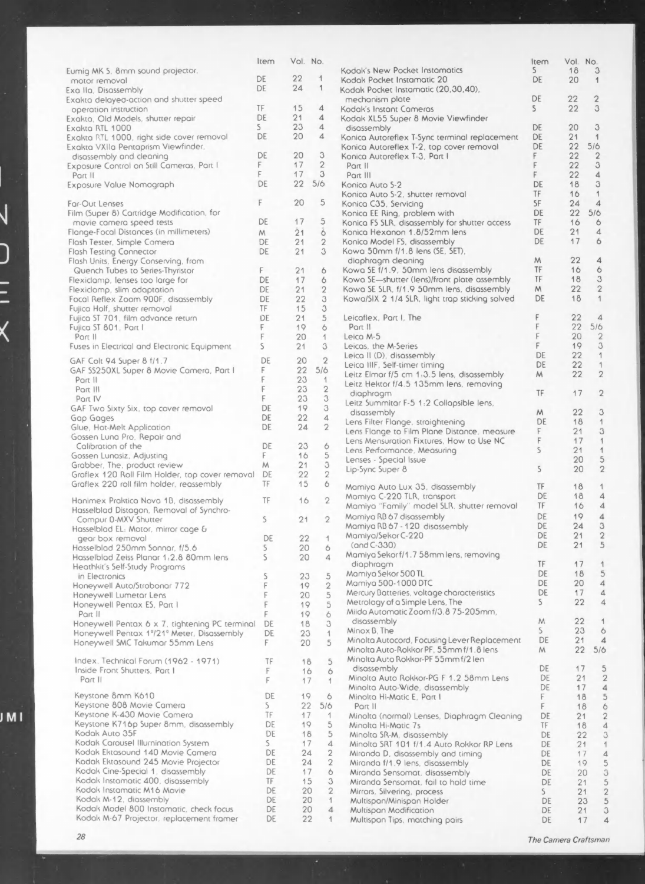| | Item | Vol. | No. |
|---|---|---|---|
| Eumig MK 5, 8mm sound projector, motor removal | DE | 22 | 1 |
| Exa IIa, Disassembly | DE | 24 | 1 |
| Exakta delayed-action and shutter speed operation instruction | TF | 15 | 4 |
| Exakta, Old Models, shutter repair | DE | 21 | 4 |
| Exakta RTL 1000 | S | 23 | 4 |
| Exakta RTL 1000, right side cover removal | DE | 20 | 4 |
| Exakta VXIIa Pentaprism Viewfinder, disassembly and cleaning | DE | 20 | 3 |
| Exposure Control on Still Cameras, Part I | F | 17 | 2 |
| Part II | F | 17 | 3 |
| Exposure Value Nomograph | DE | 22 | 5/6 |
| Far-Out Lenses | F | 20 | 5 |
| Film (Super 8) Cartridge Modification, for movie camera speed tests | DE | 17 | 5 |
| Flange-Focal Distances (in millimeters) | M | 21 | 6 |
| Flash Tester, Simple Camera | DE | 21 | 2 |
| Flash Testing Connector | DE | 21 | 3 |
| Flash Units, Energy Conserving, from Quench Tubes to Series-Thyristor | F | 21 | 6 |
| Flexiclamp, lenses too large for | DE | 17 | 6 |
| Flexiclamp, slim adaptation | DE | 21 | 2 |
| Focal Reflex Zoom 900F, disassembly | DE | 22 | 3 |
| Fujica Half, shutter removal | TF | 15 | 3 |
| Fujica ST 701, film advance return | DE | 21 | 5 |
| Fujica ST 801, Part I | F | 19 | 6 |
| Part II | F | 20 | 1 |
| Fuses in Electrical and Electronic Equipment | S | 21 | 3 |
| GAF Colt 94 Super 8 f/1.7 | DE | 20 | 2 |
| GAF SS250XL Super 8 Movie Camera, Part I | F | 22 | 5/6 |
| Part II | F | 23 | 1 |
| Part III | F | 23 | 2 |
| Part IV | F | 23 | 3 |
| GAF Two Sixty Six, top cover removal | DE | 19 | 3 |
| Gap Gages | DE | 22 | 4 |
| Glue, Hot-Melt Application | DE | 24 | 2 |
| Gossen Luna Pro, Repair and Calibration of the | DE | 23 | 6 |
| Gossen Lunasiz, Adjusting | F | 16 | 5 |
| Grabber, The, product review | M | 21 | 3 |
| Graflex 120 Roll Film Holder, top cover removal | DE | 22 | 2 |
| Graflex 220 roll film holder, reassembly | TF | 15 | 6 |
| Hanimex Praktica Nova 1B, disassembly | TF | 16 | 2 |
| Hasselblad Distagon, Removal of Synchro-Compur 0-MXV Shutter | S | 21 | 2 |
| Hasselblad EL; Motor, mirror cage & gear box removal | DE | 22 | 1 |
| Hasselblad 250mm Sonnar, f/5.6 | S | 20 | 6 |
| Hasselblad Zeiss Planar 1:2.8 80mm lens | S | 20 | 4 |
| Heathkit's Self-Study Programs in Electronics | S | 23 | 5 |
| Honeywell Auto/Strobonar 772 | F | 19 | 2 |
| Honeywell Lumetar Lens | F | 20 | 5 |
| Honeywell Pentax ES, Part I | F | 19 | 5 |
| Part II | F | 19 | 6 |
| Honeywell Pentax 6 x 7, tightening PC terminal | DE | 18 | 3 |
| Honeywell Pentax 1°/21° Meter, Disassembly | DE | 23 | 1 |
| Honeywell SMC Takumar 55mm Lens | F | 20 | 5 |
| Index, Technical Forum (1962 - 1971) | TF | 18 | 5 |
| Inside Front Shutters, Part I | F | 16 | 6 |
| Part II | F | 17 | 1 |
| Keystone 8mm K610 | DE | 19 | 6 |
| Keystone 808 Movie Camera | S | 22 | 5/6 |
| Keystone K-430 Movie Camera | TF | 17 | 1 |
| Keystone K716p Super 8mm, disassembly | DE | 19 | 5 |
| Kodak Auto 35F | DE | 18 | 5 |
| Kodak Carousel Illumination System | S | 17 | 4 |
| Kodak Ektasound 140 Movie Camera | DE | 24 | 2 |
| Kodak Ektasound 245 Movie Projector | DE | 24 | 2 |
| Kodak Cine-Special 1, disassembly | DE | 17 | 6 |
| Kodak Instamatic 400, disassembly | TF | 15 | 3 |
| Kodak Instamatic M16 Movie | DE | 20 | 2 |
| Kodak M-12, diassembly | DE | 20 | 1 |
| Kodak Model 800 Instamatic, check focus | DE | 20 | 4 |
| Kodak M-67 Projector, replacement framer | DE | 22 | 1 |
| Kodak's New Pocket Instamatics | S | 18 | 3 |
| Kodak Pocket Instamatic 20 | DE | 20 | 1 |
| Kodak Pocket Instamatic (20,30,40), mechanism plate | DE | 22 | 2 |
| Kodak's Instant Cameras | S | 22 | 3 |
| Kodak XL55 Super 8 Movie Viewfinder disassembly | DE | 20 | 3 |
| Konica Autoreflex T-Sync terminal replacement | DE | 21 | 1 |
| Konica Autoreflex T-2, top cover removal | DE | 22 | 5/6 |
| Konica Autoreflex T-3, Part I | F | 22 | 2 |
| Part II | F | 22 | 3 |
| Part III | F | 22 | 4 |
| Konica Auto S-2 | DE | 18 | 3 |
| Konica Auto S-2, shutter removal | TF | 16 | 1 |
| Konica C35, Servicing | SF | 24 | 4 |
| Konica EE Ring, problem with | DE | 22 | 5/6 |
| Konica FS SLR, disassembly for shutter access | TF | 16 | 6 |
| Konica Hexanon 1.8/52mm lens | DE | 21 | 4 |
| Konica Model FS, disassembly | DE | 17 | 6 |
| Kowa 50mm f/1.8 lens (SE, SET), diaphragm cleaning | M | 22 | 4 |
| Kowa SE f/1.9, 50mm lens disassembly | TF | 16 | 6 |
| Kowa SE—shutter (lens)/front plate assembly | TF | 18 | 3 |
| Kowa SE SLR, f/1.9 50mm lens, disassembly | M | 22 | 2 |
| Kowa/SIX 2 1/4 SLR, light trap sticking solved | DE | 18 | 1 |
| Leicaflex, Part I, The | F | 22 | 4 |
| Part II | F | 22 | 5/6 |
| Leica M-5 | F | 20 | 2 |
| Leicas, the M-Series | F | 19 | 3 |
| Leica II (D), disassembly | DE | 22 | 1 |
| Leica IIIF, Self-timer timing | DE | 22 | 1 |
| Leitz Elmar f/5 cm 1:3.5 lens, disassembly | M | 22 | 2 |
| Leitz Hektor f/4.5 135mm lens, removing diaphragm | TF | 17 | 2 |
| Leitz Summitar F-5 1:2 Collapsible lens, disassembly | M | 22 | 3 |
| Lens Filter Flange, straightening | DE | 18 | 1 |
| Lens Flange to Film Plane Distance, measure | F | 21 | 3 |
| Lens Mensuration Fixtures, How to Use NC | F | 17 | 1 |
| Lens Performance, Measuring | S | 21 | 1 |
| Lenses - Special Issue | | 20 | 5 |
| Lip-Sync Super 8 | S | 20 | 2 |
| Mamiya Auto Lux 35, disassembly | TF | 18 | 1 |
| Mamiya C-220 TLR, transport | DE | 18 | 4 |
| Mamiya "Family" model SLR, shutter removal | TF | 16 | 4 |
| Mamiya RB 67 disassembly | DE | 19 | 4 |
| Mamiya RB 67 - 120 disassembly | DE | 24 | 3 |
| Mamiya/Sekor C-220 | DE | 21 | 2 |
| (and C-330) | DE | 21 | 5 |
| Mamiya Sekor f/1.7 58mm lens, removing diaphragm | TF | 17 | 1 |
| Mamiya Sekor 500 TL | DE | 18 | 5 |
| Mamiya 500-1000 DTC | DE | 20 | 4 |
| Mercury Batteries, voltage characteristics | DE | 17 | 4 |
| Metrology of a Simple Lens, The | S | 22 | 4 |
| Miida Automatic Zoom f/3.8 75-205mm, disassembly | M | 22 | 1 |
| Minox B, The | S | 23 | 6 |
| Minolta Autocord, Focusing Lever Replacement | DE | 21 | 4 |
| Minolta Auto-Rokkor PF, 55mm f/1.8 lens | M | 22 | 5/6 |
| Minolta Auto Rokkor-PF 55mm f/2 len disassembly | DE | 17 | 5 |
| Minolta Auto Rokkor-PG F 1.2 58mm Lens | DE | 21 | 2 |
| Minolta Auto-Wide, disassembly | DE | 17 | 4 |
| Minolta Hi-Matic E, Part I | F | 18 | 5 |
| Part II | F | 18 | 6 |
| Minolta (normal) Lenses, Diaphragm Cleaning | DE | 21 | 2 |
| Minolta Hi-Matic 7s | TF | 18 | 4 |
| Minolta SR-M, disassembly | DE | 22 | 3 |
| Minolta SRT 101 f/1.4 Auto Rokkor RP Lens | DE | 21 | 1 |
| Miranda D, disassembly and timing | DE | 17 | 4 |
| Miranda f/1.9 lens, disassembly | DE | 19 | 5 |
| Miranda Sensomat, disassembly | DE | 20 | 3 |
| Miranda Sensomat, fail to hold time | DE | 21 | 5 |
| Mirrors, Silvering, process | S | 21 | 2 |
| Multispan/Minispan Holder | DE | 23 | 5 |
| Multispan Modification | DE | 21 | 3 |
| Multispan Tips, matching pairs | DE | 17 | 4 |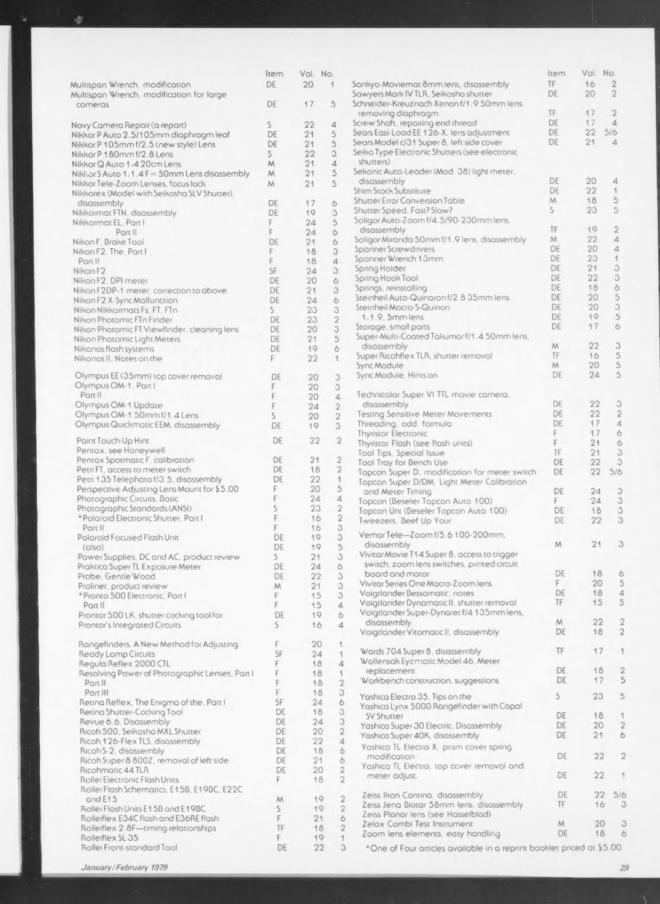| | Item | Vol. | No. |
|---|---|---|---|
| Multispan Wrench, modification | DE | 20 | 1 |
| Multispan Wrench, modification for large cameras | DE | 17 | 5 |
| Navy Camera Repair (a report) | S | 22 | 4 |
| Nikkor P Auto 2.5/105mm diaphragm leaf | DE | 21 | 5 |
| Nikkor P 105mm f/2.5 (new style) Lens | DE | 21 | 5 |
| Nikkor P 180mm f/2.8 Lens | S | 22 | 3 |
| Nikkor Q Auto 1:4 20cm Lens | M | 21 | 4 |
| Nikkor S Auto 1:1.4 F = 50mm Lens disassembly | M | 21 | 5 |
| Nikkor Tele-Zoom Lenses, focus lock | M | 21 | 5 |
| Nikkorex (Model with Seikosha SLV Shutter), disassembly | DE | 17 | 6 |
| Nikkormat FTN, disassembly | DE | 19 | 3 |
| Nikkormat EL, Part I | F | 24 | 5 |
| Part II | F | 24 | 6 |
| Nikon F, Brake Tool | DE | 21 | 6 |
| Nikon F2, The, Part I | F | 18 | 3 |
| Part II | F | 18 | 4 |
| Nikon F2 | SF | 24 | 3 |
| Nikon F2, DPI meter | DE | 20 | 6 |
| Nikon F2DP-1 meter, correction to above | DE | 21 | 3 |
| Nikon F2 X-Sync Malfunction | DE | 24 | 6 |
| Nikon Nikkormats Fs, FT, FTn | S | 23 | 3 |
| Nikon Photomic FTn Finder | DE | 23 | 2 |
| Nikon Photomic FT Viewfinder, cleaning lens | DE | 20 | 3 |
| Nikon Photomic Light Meters | DE | 21 | 5 |
| Nikonos flash systems | DE | 19 | 6 |
| Nikonos II, Notes on the | F | 22 | 1 |
| Olympus EE (35mm) top cover removal | DE | 20 | 3 |
| Olympus OM-1, Part I | F | 20 | 3 |
| Part II | F | 20 | 4 |
| Olympus OM-1 Update | F | 24 | 2 |
| Olympus OM-1 50mm f/1.4 Lens | S | 20 | 2 |
| Olympus Quickmatic EEM, disassembly | DE | 19 | 3 |
| Paint Touch-Up Hint | DE | 22 | 2 |
| Pentax, see Honeywell | | | |
| Pentax Spotmatic F, calibration | DE | 21 | 2 |
| Petri FT, access to meter switch | DE | 18 | 2 |
| Petri 135 Telephoto f/3.5, disassembly | DE | 22 | 1 |
| Perspective Adjusting Lens Mount for $5.00 | F | 20 | 5 |
| Photographic Circuits, Basic | F | 24 | 4 |
| Photographic Standards (ANSI) | S | 23 | 2 |
| *Polaroid Electronic Shutter, Part I | F | 16 | 2 |
| Part II | F | 16 | 3 |
| Polaroid Focused Flash Unit | DE | 19 | 3 |
| (also) | DE | 19 | 5 |
| Power Supplies, DC and AC, product review | S | 21 | 3 |
| Praktica Super TL Exposure Meter | DE | 24 | 6 |
| Probe, Gentle Wood | DE | 22 | 3 |
| Proliner, product review | M | 21 | 3 |
| *Pronto 500 Electronic, Part I | F | 15 | 3 |
| Part II | F | 15 | 4 |
| Prontor 500 LK, shutter cocking tool for | DE | 19 | 6 |
| Prontor's Integrated Circuits | S | 16 | 4 |
| Rangefinders, A New Method for Adjusting | F | 20 | 1 |
| Ready Lamp Circuits | SF | 24 | 1 |
| Regula Reflex 2000 CTL | F | 18 | 4 |
| Resolving Power of Photographic Lenses, Part I | F | 18 | 1 |
| Part II | F | 18 | 2 |
| Part III | F | 18 | 3 |
| Retina Reflex, The Enigma of the, Part I | SF | 24 | 6 |
| Retina Shutter-Cocking Tool | DE | 18 | 3 |
| Revue 6.6, Disassembly | DE | 24 | 3 |
| Ricoh 500, Seikosha MXL Shutter | DE | 20 | 2 |
| Ricoh 126-Flex TLS, disassembly | DE | 22 | 4 |
| Ricoh S-2, disassembly | DE | 18 | 6 |
| Ricoh Super 8 800Z, removal of left side | DE | 21 | 6 |
| Ricohmatic 44 TLR | DE | 20 | 2 |
| Rollei Electronic Flash Units | F | 18 | 2 |
| Rollei Flash Schematics, E15B, E19BC, E22C and E15 | M | 19 | 2 |
| Rollei Flash Units E15B and E19BC | S | 19 | 2 |
| Rolleiflex E34C flash and E36RE flash | F | 21 | 6 |
| Rolleiflex 2.8F—timing relationships | TF | 18 | 2 |
| Rolleiflex SL35 | F | 19 | 1 |
| Rollei Front-standard Tool | DE | 22 | 3 |
| Sankyo-Moviemat 8mm lens, disassembly | TF | 16 | 2 |
| Sawyers Mark IV TLR, Seikosha shutter | DE | 20 | 2 |
| Schneider-Kreuznach Xenon f/1.9 50mm lens, removing diaphragm | TF | 17 | 2 |
| Screw Shaft, repairing end thread | DE | 17 | 4 |
| Sears Easi-Load EE 126-X, lens adjustment | DE | 22 | 5/6 |
| Sears Model c/31 Super 8, left side cover | DE | 21 | 4 |
| Seiko Type Electronic Shutters (see electronic shutters) | | | |
| Sekonic Auto-Leader (Mod. 38) light meter, disassembly | DE | 20 | 4 |
| Shim Stock Substitute | DE | 22 | 1 |
| Shutter Error Conversion Table | M | 18 | 5 |
| Shutter Speed, Fast? Slow? | S | 23 | 5 |
| Soligor Auto-Zoom f/4.5/90-230mm lens, disassembly | TF | 19 | 2 |
| Soligor Miranda 50mm f/1.9 lens, disassembly | M | 22 | 4 |
| Spanner Screwdrivers | DE | 20 | 4 |
| Spanner Wrench 13mm | DE | 23 | 1 |
| Spring Holder | DE | 21 | 3 |
| Spring Hook Tool | DE | 22 | 3 |
| Springs, reinstalling | DE | 18 | 6 |
| Steinheil Auto-Quinaron f/2.8 35mm lens | DE | 20 | 5 |
| Steinheil Macro-S-Quinon | DE | 20 | 3 |
| 1:1.9, 5mm lens | DE | 19 | 5 |
| Storage, small parts | DE | 17 | 6 |
| Super-Multi-Coated Takumar f/1.4 50mm lens, disassembly | M | 22 | 3 |
| Super Ricohflex TLR, shutter removal | TF | 16 | 5 |
| Sync Module | M | 20 | 5 |
| Sync Module, Hints on | DE | 24 | 5 |
| Technicolor Super VI TTL movie camera, disassembly | DE | 22 | 3 |
| Testing Sensitive Meter Movements | DE | 22 | 2 |
| Threading, odd, formula | DE | 17 | 4 |
| Thyristor Electronic | F | 17 | 6 |
| Thyristor Flash (see flash units) | F | 21 | 6 |
| Tool Tips, Special Issue | TF | 21 | 3 |
| Tool Tray for Bench Use | DE | 22 | 3 |
| Topcon Super D, modification for meter switch | DE | 22 | 5/6 |
| Topcon Super D/DM, Light Meter Calibration and Meter Timing | DE | 24 | 3 |
| Topcon (Beseler Topcon Auto 100) | F | 24 | 3 |
| Topcon Uni (Beseler Topcon Auto 100) | DE | 18 | 3 |
| Tweezers, Beef Up Your | DE | 22 | 3 |
| Vemar Tele—Zoom f/5.6 100-200mm, disassembly | M | 21 | 3 |
| Vivitar Movie T14 Super 8, access to trigger switch, zoom lens switches, printed circuit board and motor | DE | 18 | 6 |
| Vivitar Series One Macro-Zoom lens | F | 20 | 5 |
| Voigtlander Bessamatic, notes | DE | 18 | 4 |
| Voigtlander Dynamatic II, shutter removal | TF | 15 | 5 |
| Voigtlander Super-Dynaret f/4 135mm lens, disassembly | M | 22 | 2 |
| Voigtlander Vitomatic II, disassembly | DE | 18 | 2 |
| Wards 704 Super 8, disassembly | TF | 17 | 1 |
| Wollensak Eyematic Model 46, Meter replacement | DE | 18 | 2 |
| Workbench construction, suggestions | DE | 17 | 5 |
| Yashica Electro 35, Tips on the | S | 23 | 5 |
| Yashica Lynx 5000 Rangefinder with Copal SV Shutter | DE | 18 | 1 |
| Yashica Super 30 Electric, Disassembly | DE | 20 | 2 |
| Yashica Super 40K, disassembly | DE | 21 | 6 |
| Yashica TL Electro X, prism cover spring modification | DE | 22 | 2 |
| Yashica TL Electro, top cover removal and meter adjust. | DE | 22 | 1 |
| Zeiss Ikon Contina, disassembly | DE | 22 | 5/6 |
| Zeiss Jena Biotar 58mm lens, disassembly | TF | 16 | 3 |
| Zeiss Planar lens (see Hasselblad) | | | |
| Zelox Combi Test Instrument | M | 20 | 3 |
| Zoom lens elements, easy handling | DE | 18 | 6 |

*One of Four articles available in a reprint booklet priced at $5.00.